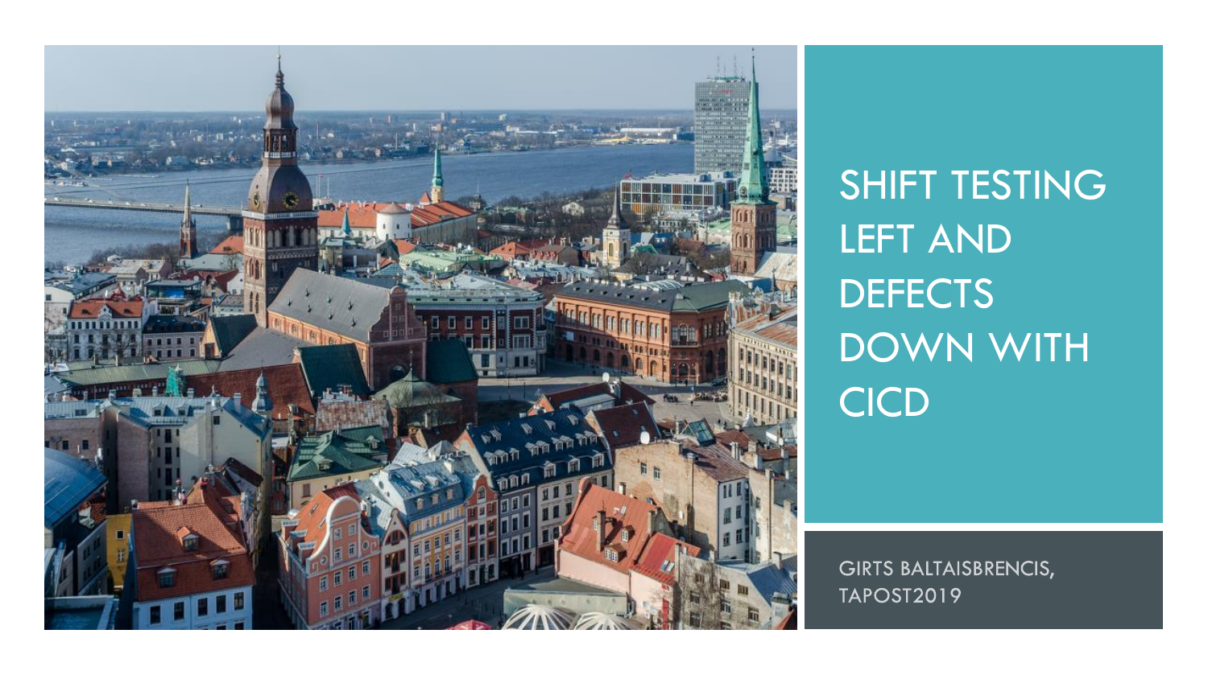# SHIFT TESTING LEFT AND DEFECTS DOWN WITH CICD

GIRTS BALTAISBRENCIS, TAPOST2019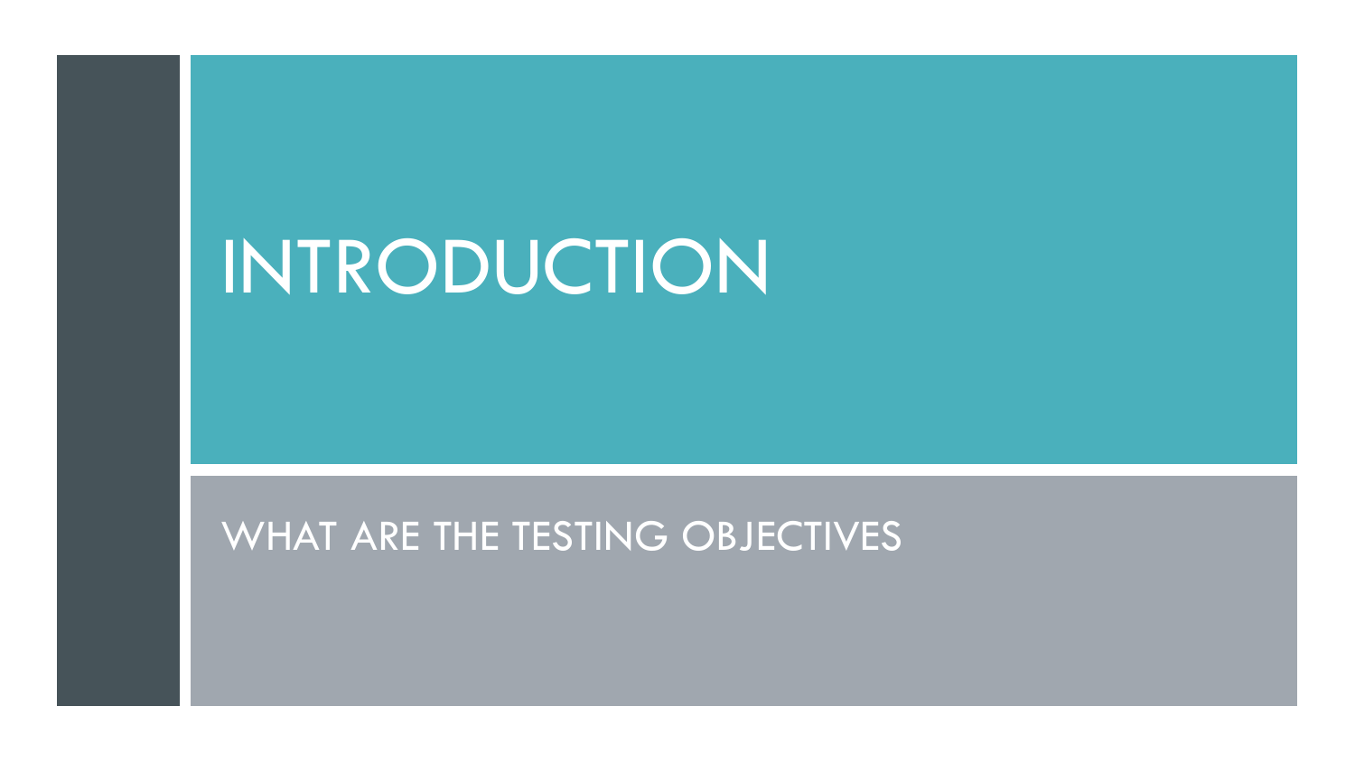# INTRODUCTION

WHAT ARE THE TESTING OBJECTIVES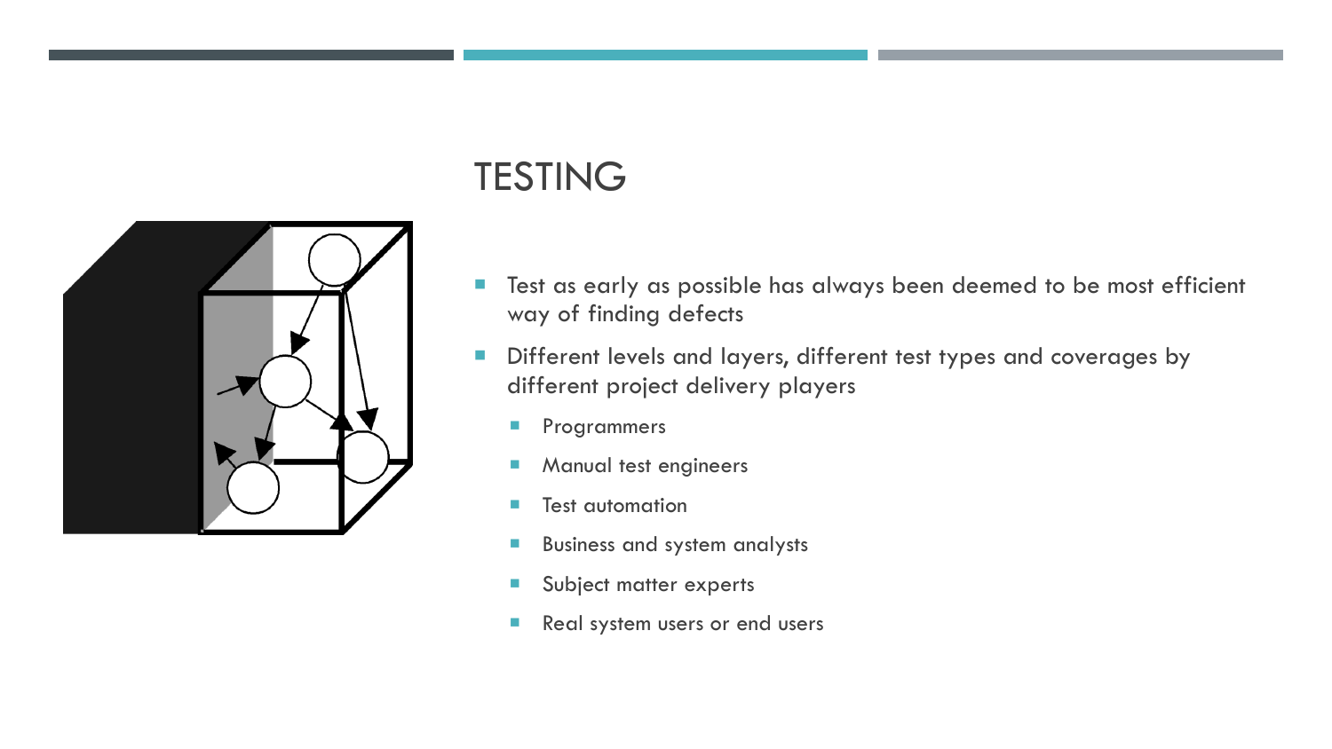# TESTING

- Test as early as possible has always been deemed to be most efficient way of finding defects
- Different levels and layers, different test types and coverages by different project delivery players
  - Programmers
  - Manual test engineers
  - Test automation
  - Business and system analysts
  - Subject matter experts
  - Real system users or end users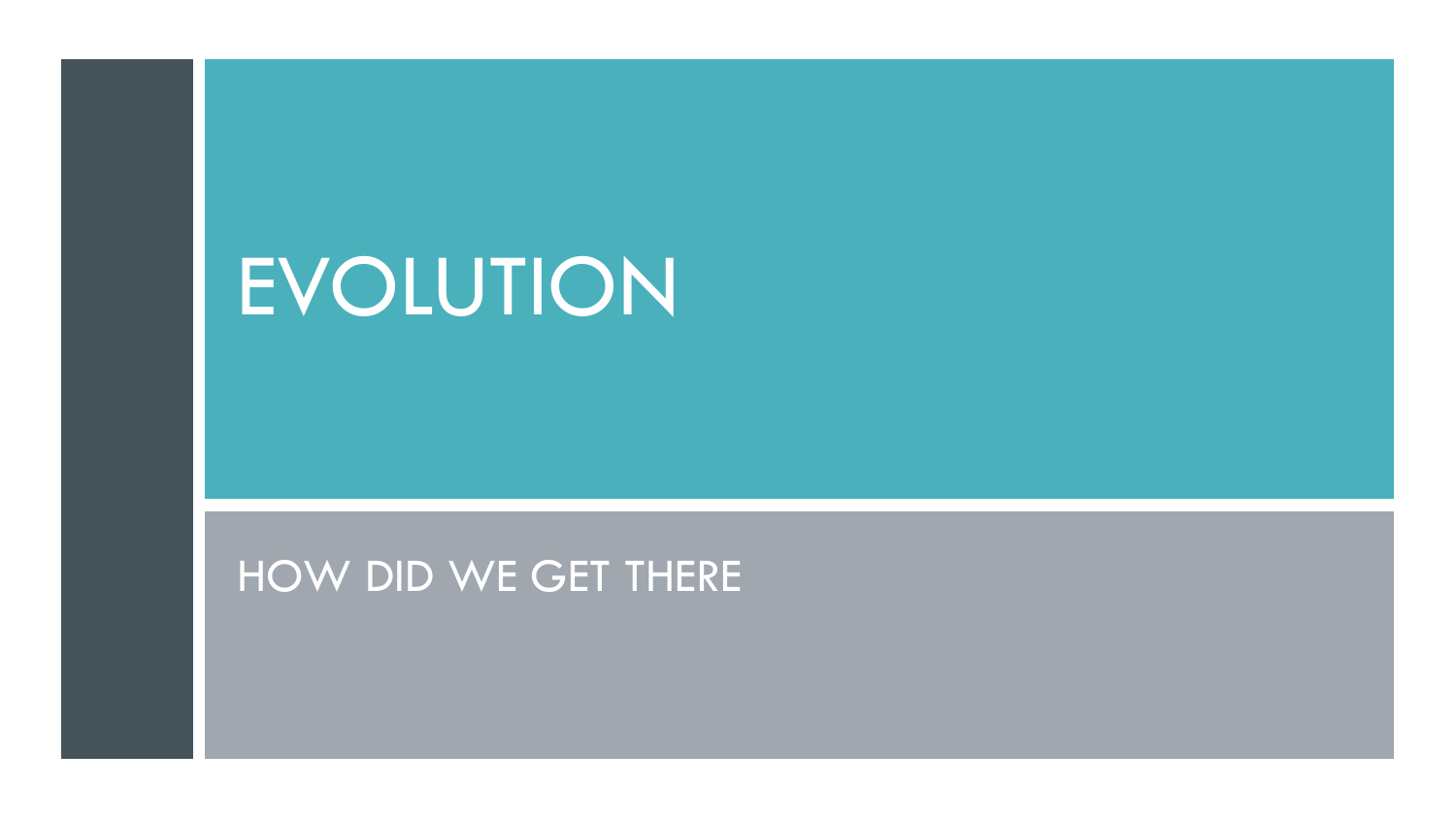# EVOLUTION

HOW DID WE GET THERE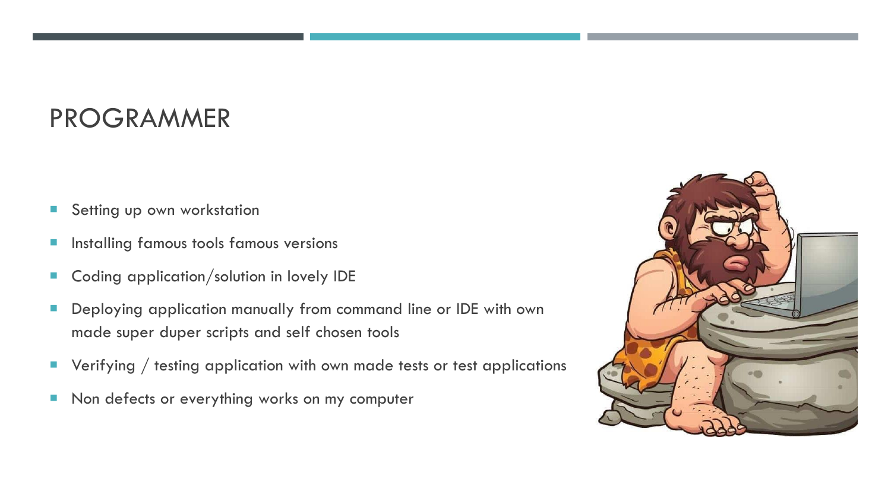# PROGRAMMER

- Setting up own workstation
- Installing famous tools famous versions
- Coding application/solution in lovely IDE
- Deploying application manually from command line or IDE with own made super duper scripts and self chosen tools
- Verifying / testing application with own made tests or test applications
- Non defects or everything works on my computer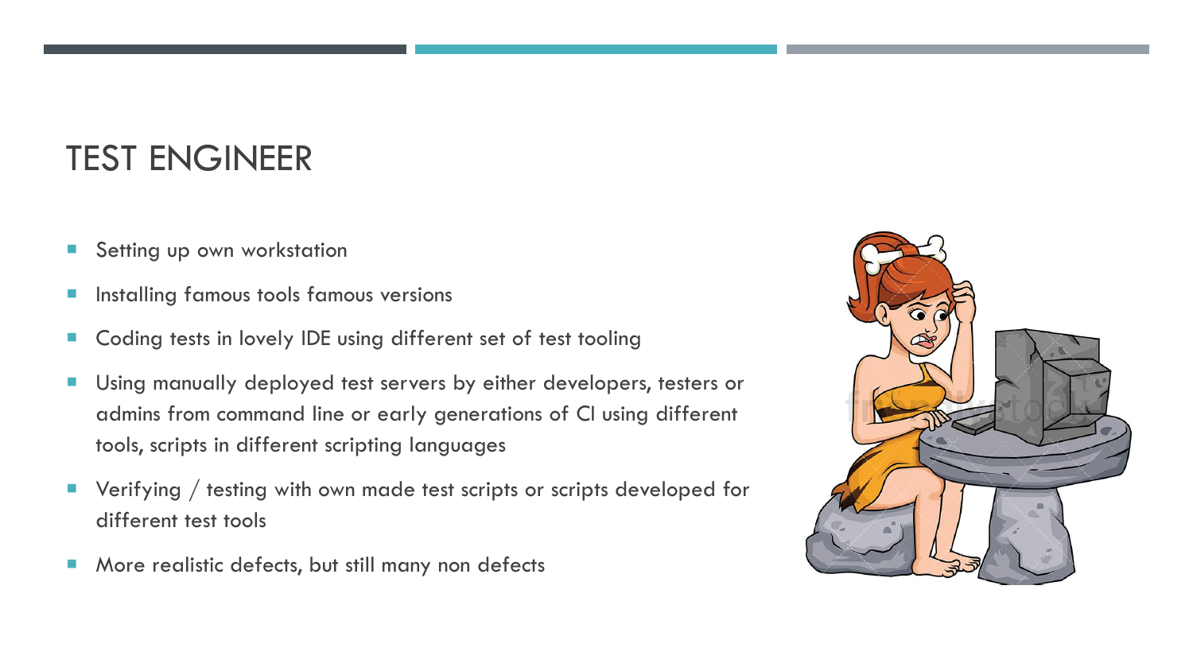# TEST ENGINEER

- Setting up own workstation
- Installing famous tools famous versions
- Coding tests in lovely IDE using different set of test tooling
- Using manually deployed test servers by either developers, testers or admins from command line or early generations of CI using different tools, scripts in different scripting languages
- Verifying / testing with own made test scripts or scripts developed for different test tools
- More realistic defects, but still many non defects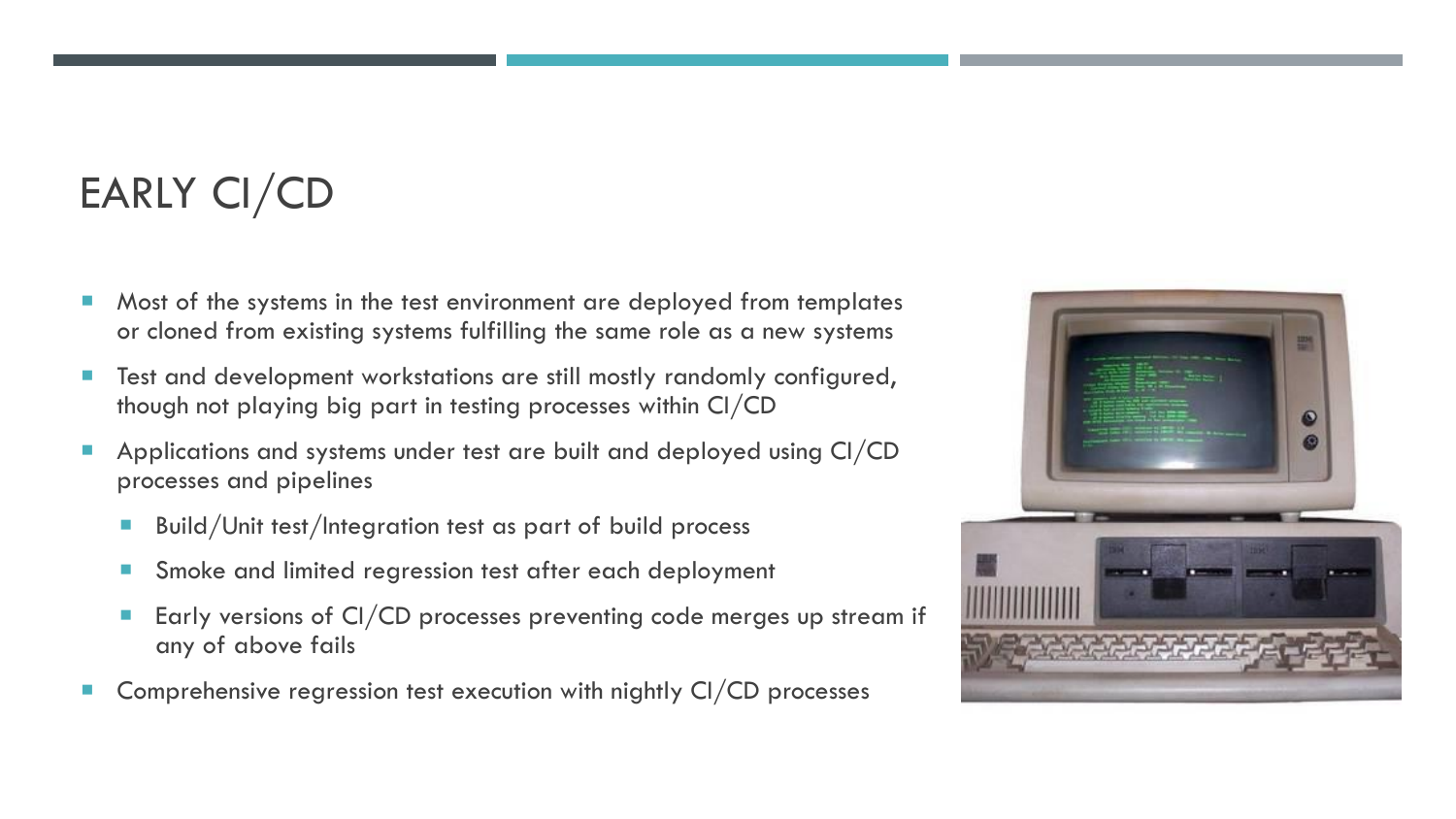# EARLY CI/CD

- Most of the systems in the test environment are deployed from templates or cloned from existing systems fulfilling the same role as a new systems
- Test and development workstations are still mostly randomly configured, though not playing big part in testing processes within CI/CD
- Applications and systems under test are built and deployed using CI/CD processes and pipelines
  - Build/Unit test/Integration test as part of build process
  - Smoke and limited regression test after each deployment
  - Early versions of CI/CD processes preventing code merges up stream if any of above fails
- Comprehensive regression test execution with nightly CI/CD processes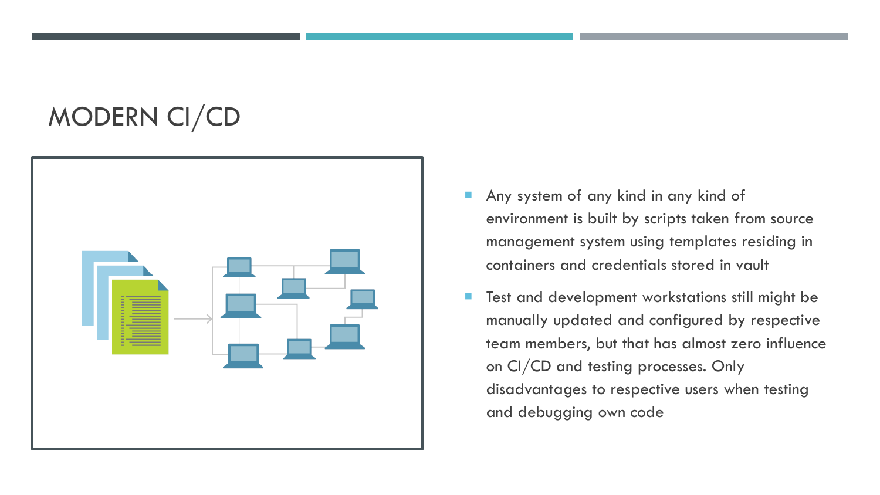# MODERN CI/CD

- Any system of any kind in any kind of environment is built by scripts taken from source management system using templates residing in containers and credentials stored in vault
- Test and development workstations still might be manually updated and configured by respective team members, but that has almost zero influence on CI/CD and testing processes. Only disadvantages to respective users when testing and debugging own code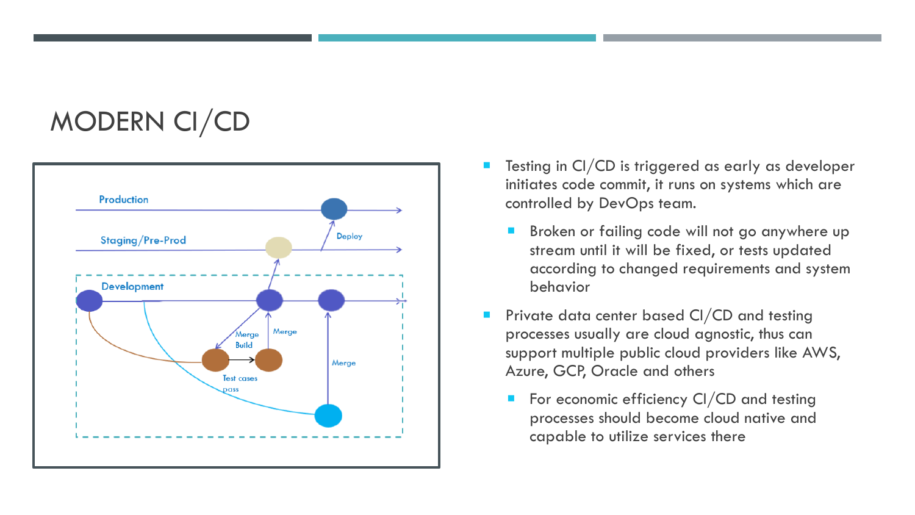# MODERN CI/CD

- Testing in CI/CD is triggered as early as developer initiates code commit, it runs on systems which are controlled by DevOps team.
  - Broken or failing code will not go anywhere up stream until it will be fixed, or tests updated according to changed requirements and system behavior
- Private data center based CI/CD and testing processes usually are cloud agnostic, thus can support multiple public cloud providers like AWS, Azure, GCP, Oracle and others
  - For economic efficiency CI/CD and testing processes should become cloud native and capable to utilize services there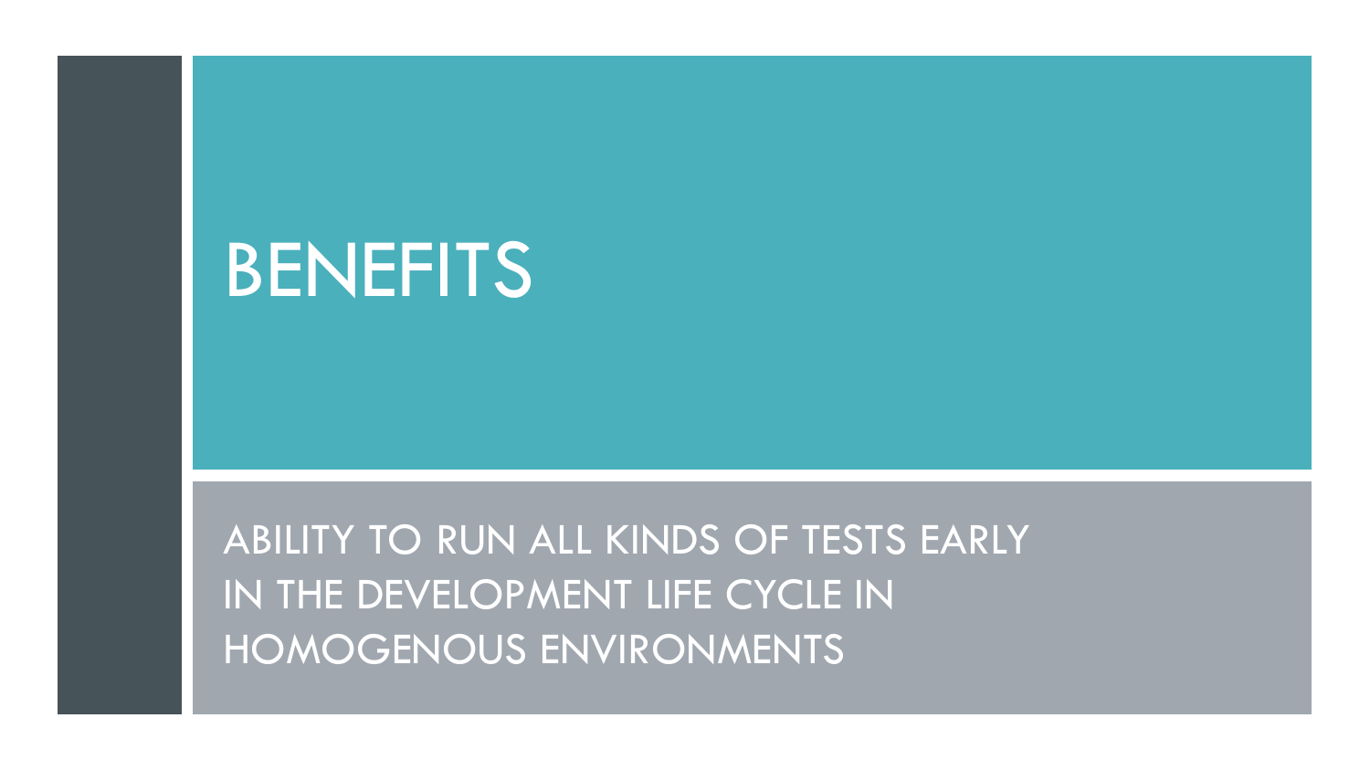# BENEFITS

ABILITY TO RUN ALL KINDS OF TESTS EARLY IN THE DEVELOPMENT LIFE CYCLE IN HOMOGENOUS ENVIRONMENTS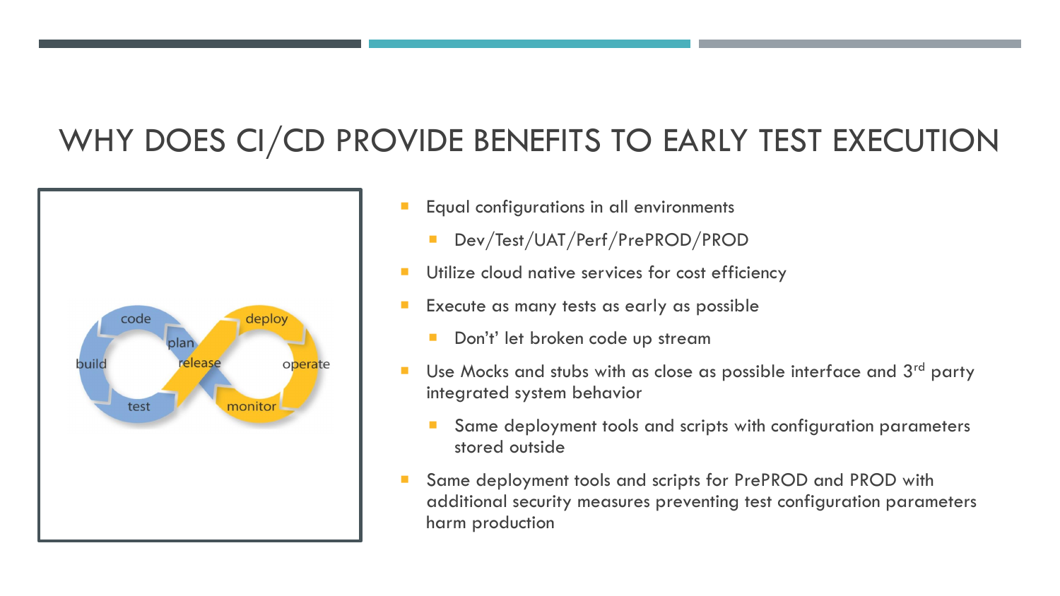# WHY DOES CI/CD PROVIDE BENEFITS TO EARLY TEST EXECUTION

- Equal configurations in all environments
  - Dev/Test/UAT/Perf/PrePROD/PROD
- Utilize cloud native services for cost efficiency
- Execute as many tests as early as possible
  - Don't' let broken code up stream
- Use Mocks and stubs with as close as possible interface and 3rd party integrated system behavior
  - Same deployment tools and scripts with configuration parameters stored outside
- Same deployment tools and scripts for PrePROD and PROD with additional security measures preventing test configuration parameters harm production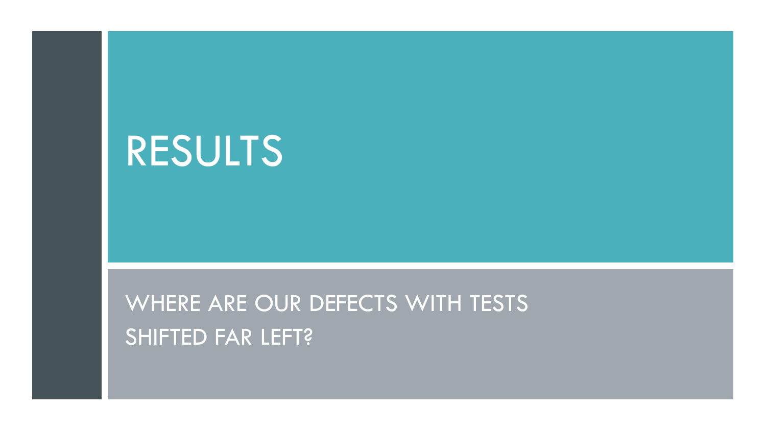# RESULTS

WHERE ARE OUR DEFECTS WITH TESTS SHIFTED FAR LEFT?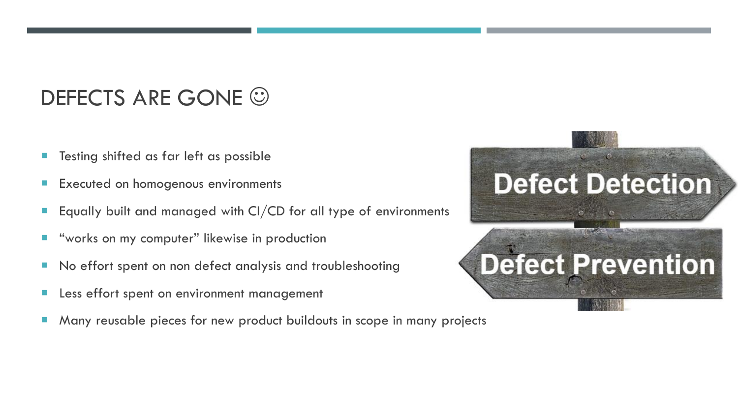# DEFECTS ARE GONE ☺

- Testing shifted as far left as possible
- Executed on homogenous environments
- Equally built and managed with CI/CD for all type of environments
- “works on my computer” likewise in production
- No effort spent on non defect analysis and troubleshooting
- Less effort spent on environment management
- Many reusable pieces for new product buildouts in scope in many projects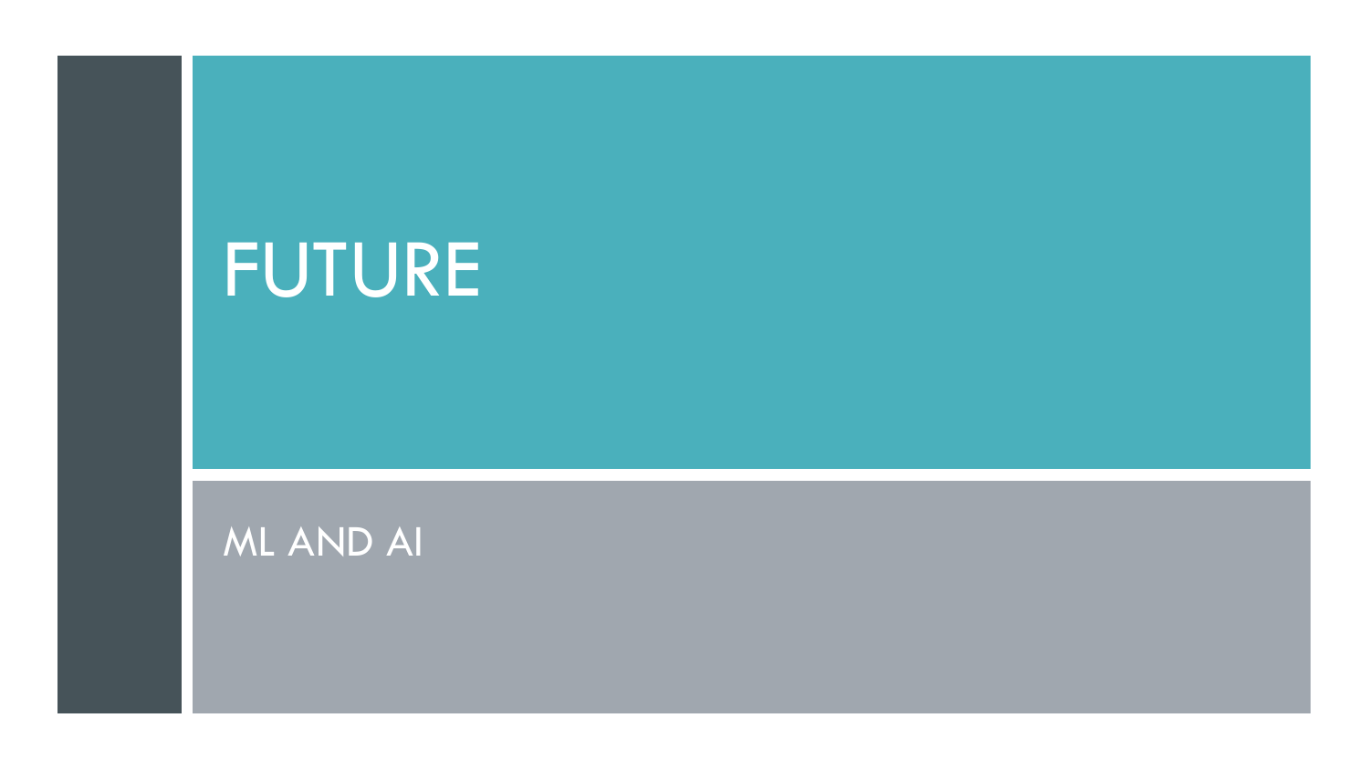# FUTURE

## ML AND AI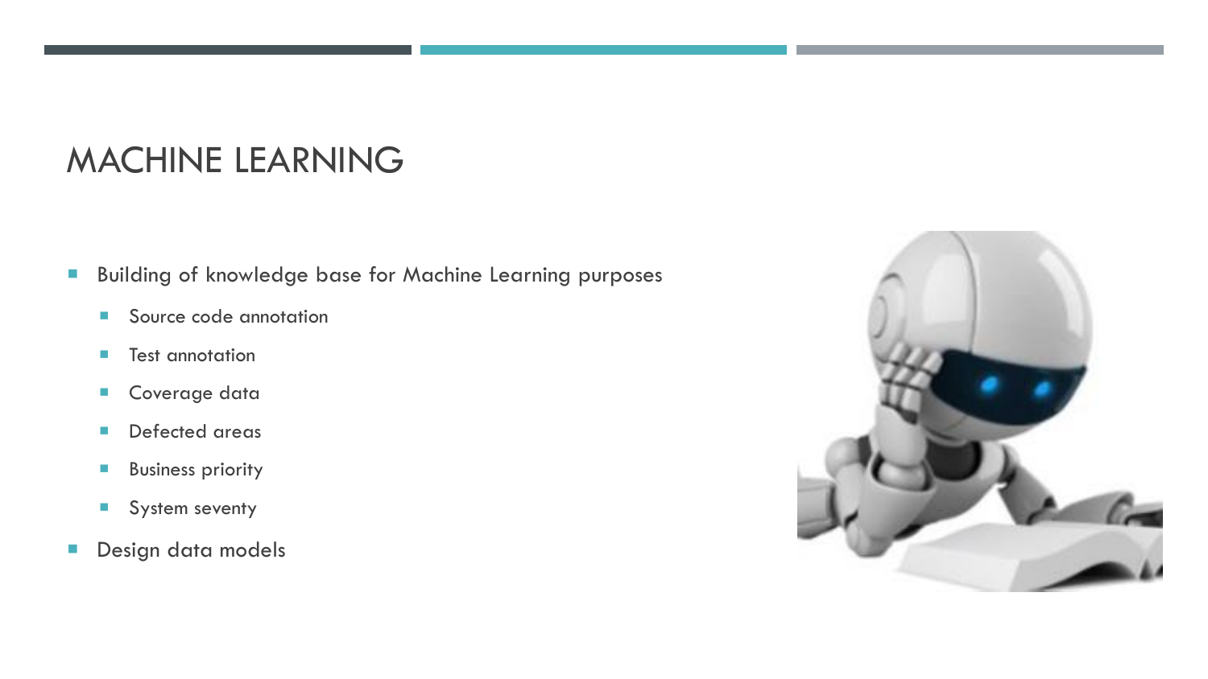# MACHINE LEARNING

- Building of knowledge base for Machine Learning purposes
  - Source code annotation
  - Test annotation
  - Coverage data
  - Defected areas
  - Business priority
  - System seventy
- Design data models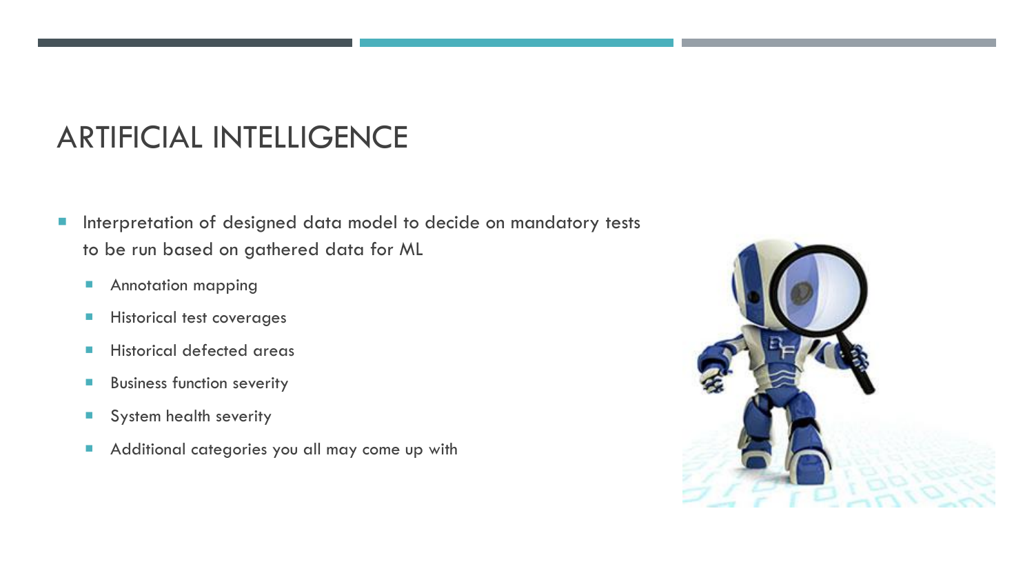# ARTIFICIAL INTELLIGENCE

- Interpretation of designed data model to decide on mandatory tests to be run based on gathered data for ML
  - Annotation mapping
  - Historical test coverages
  - Historical defected areas
  - Business function severity
  - System health severity
  - Additional categories you all may come up with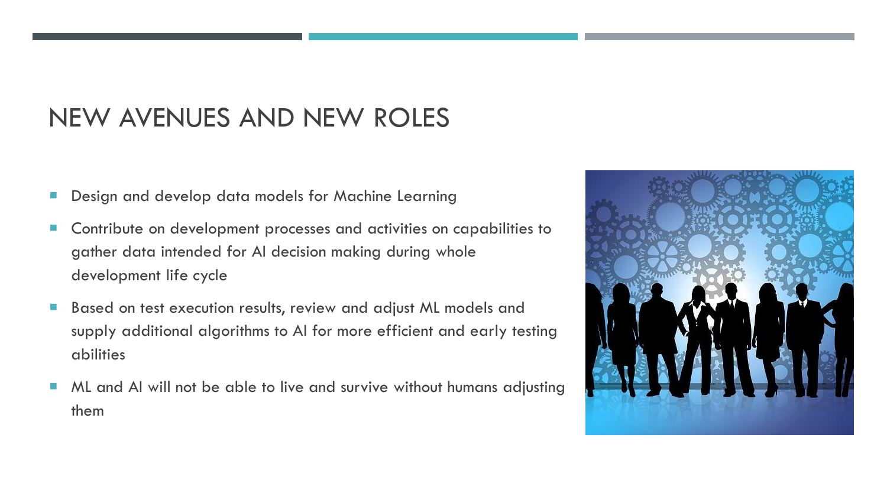# NEW AVENUES AND NEW ROLES

- Design and develop data models for Machine Learning
- Contribute on development processes and activities on capabilities to gather data intended for AI decision making during whole development life cycle
- Based on test execution results, review and adjust ML models and supply additional algorithms to AI for more efficient and early testing abilities
- ML and AI will not be able to live and survive without humans adjusting them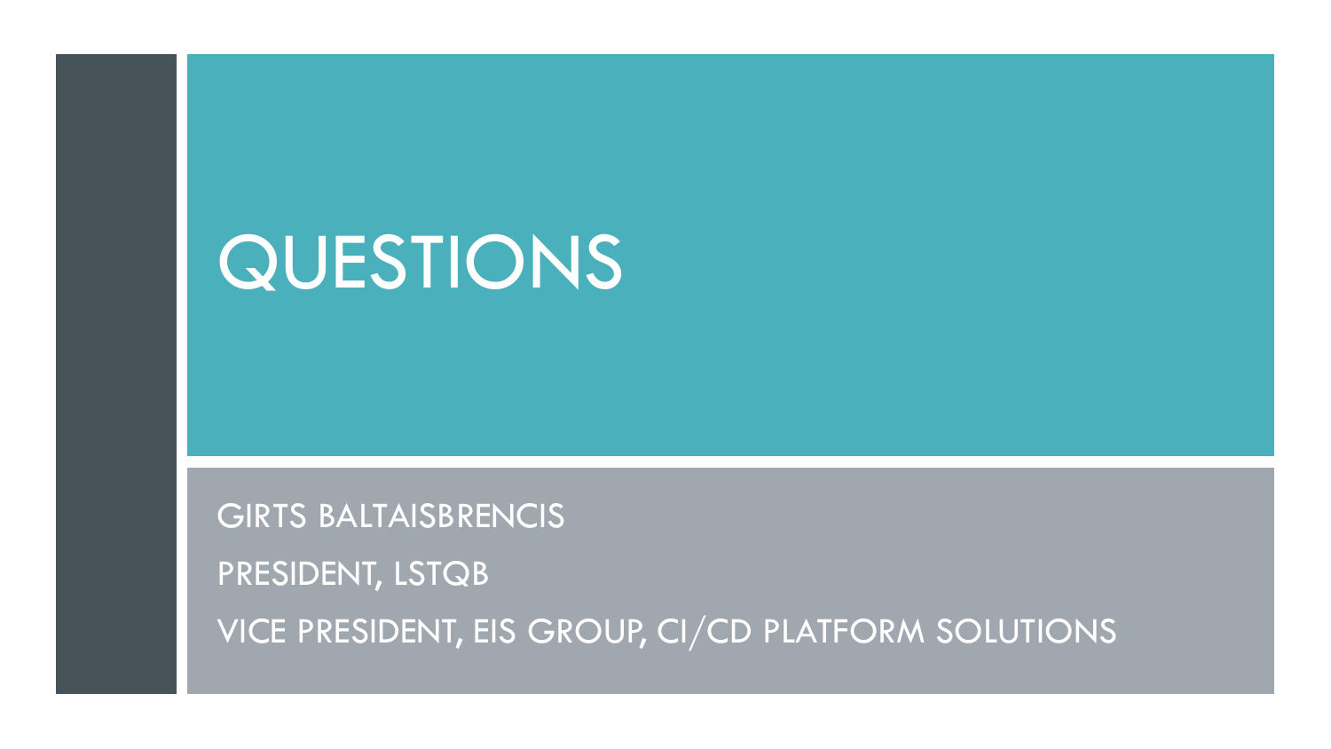# QUESTIONS

GIRTS BALTAISBRENCIS

PRESIDENT, LSTQB

VICE PRESIDENT, EIS GROUP, CI/CD PLATFORM SOLUTIONS